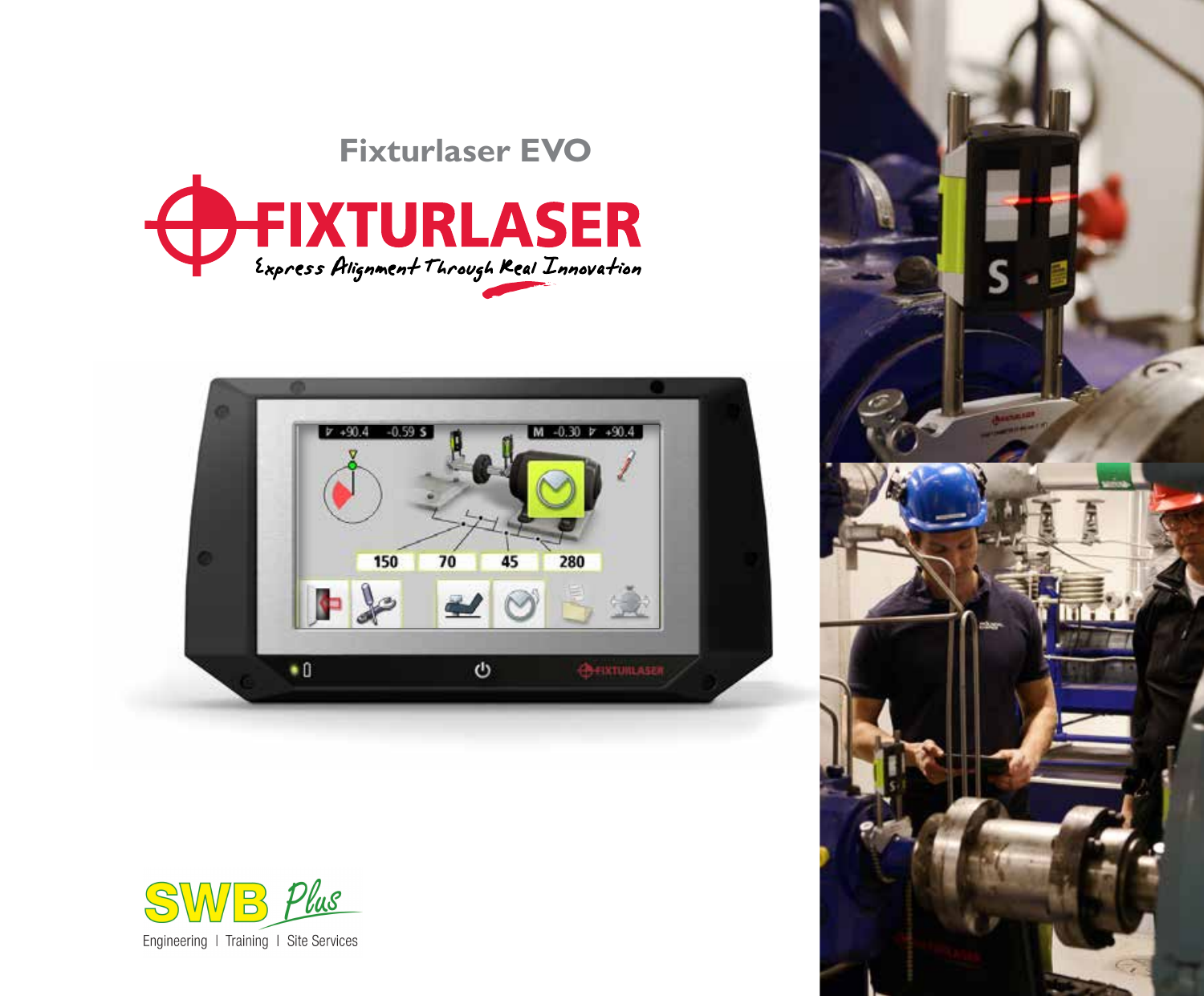# Fixturlaser EVO

FIXTURLASER

*Express Alignment Through Real Innovation*

SWB *Plus*

Engineering | Training | Site Services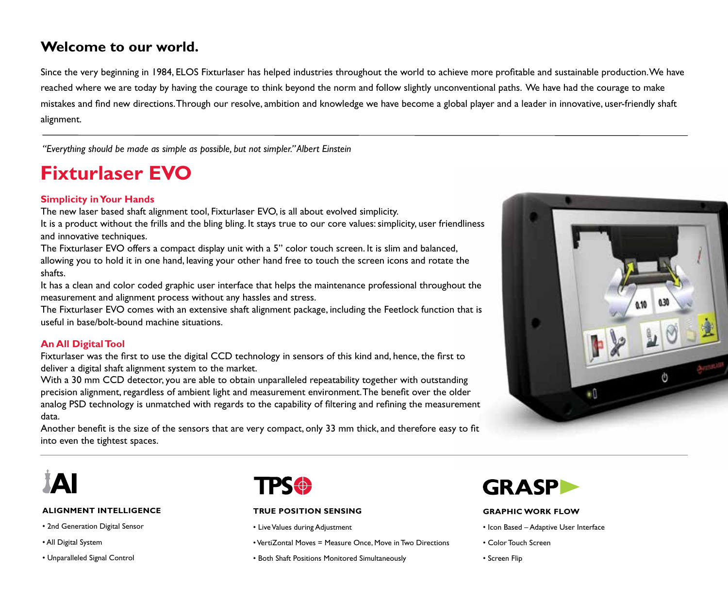## Welcome to our world.

Since the very beginning in 1984, ELOS Fixturlaser has helped industries throughout the world to achieve more profitable and sustainable production. We have reached where we are today by having the courage to think beyond the norm and follow slightly unconventional paths. We have had the courage to make mistakes and find new directions. Through our resolve, ambition and knowledge we have become a global player and a leader in innovative, user-friendly shaft alignment.

---

*"Everything should be made as simple as possible, but not simpler." Albert Einstein*

# Fixturlaser EVO

### Simplicity in Your Hands

The new laser based shaft alignment tool, Fixturlaser EVO, is all about evolved simplicity.

It is a product without the frills and the bling bling. It stays true to our core values: simplicity, user friendliness and innovative techniques.

The Fixturlaser EVO offers a compact display unit with a 5" color touch screen. It is slim and balanced, allowing you to hold it in one hand, leaving your other hand free to touch the screen icons and rotate the shafts.

It has a clean and color coded graphic user interface that helps the maintenance professional throughout the measurement and alignment process without any hassles and stress.

The Fixturlaser EVO comes with an extensive shaft alignment package, including the Feetlock function that is useful in base/bolt-bound machine situations.

### An All Digital Tool

Fixturlaser was the first to use the digital CCD technology in sensors of this kind and, hence, the first to deliver a digital shaft alignment system to the market.

With a 30 mm CCD detector, you are able to obtain unparalleled repeatability together with outstanding precision alignment, regardless of ambient light and measurement environment. The benefit over the older analog PSD technology is unmatched with regards to the capability of filtering and refining the measurement data.

Another benefit is the size of the sensors that are very compact, only 33 mm thick, and therefore easy to fit into even the tightest spaces.

---

**AI**

**ALIGNMENT INTELLIGENCE**

- 2nd Generation Digital Sensor
- All Digital System
- Unparalleled Signal Control

**TPS**

**TRUE POSITION SENSING**

- Live Values during Adjustment
- VertiZontal Moves = Measure Once, Move in Two Directions
- Both Shaft Positions Monitored Simultaneously

**GRASP**

**GRAPHIC WORK FLOW**

- Icon Based – Adaptive User Interface
- Color Touch Screen
- Screen Flip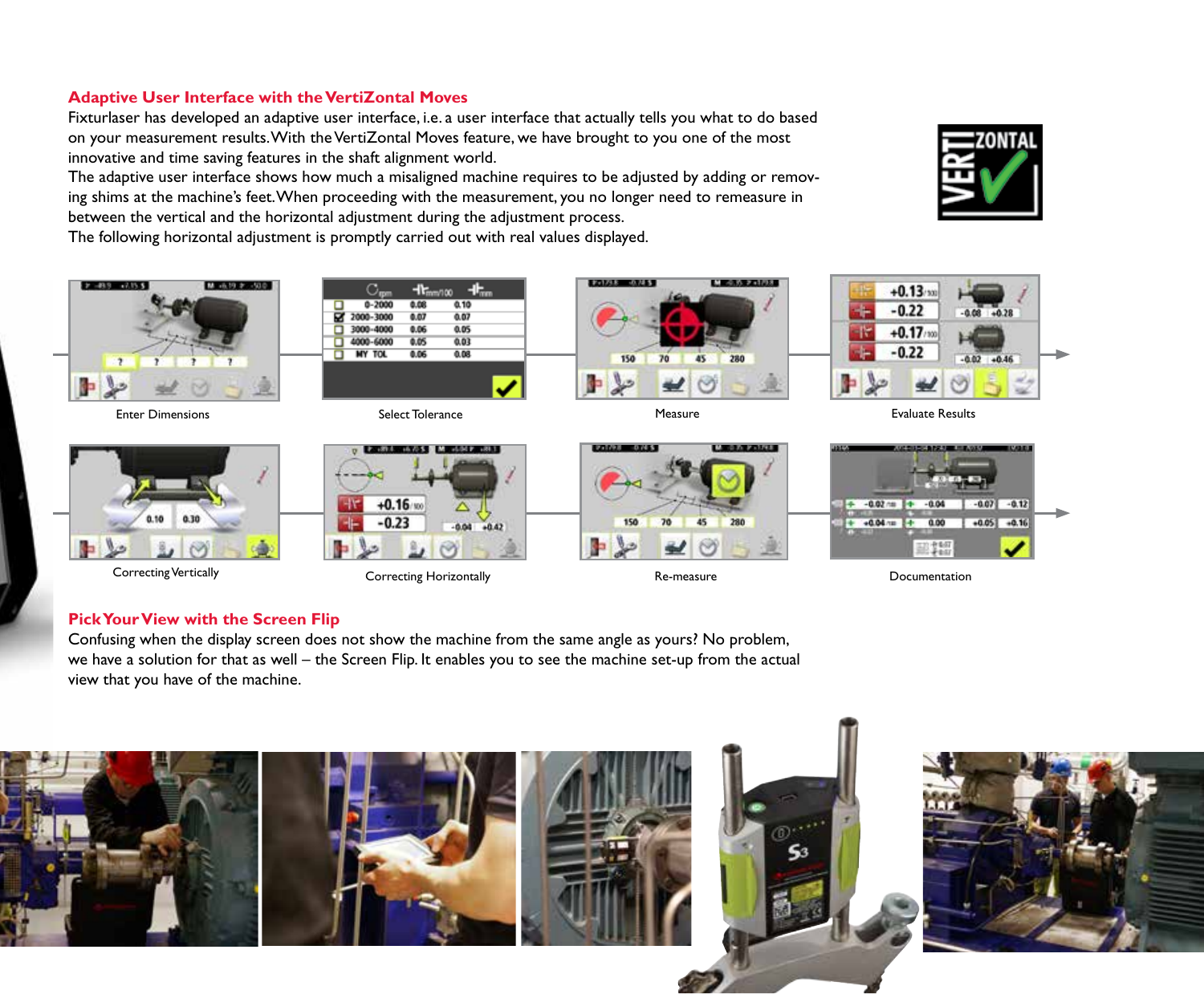## Adaptive User Interface with the VertiZontal Moves

Fixturlaser has developed an adaptive user interface, i.e. a user interface that actually tells you what to do based on your measurement results. With the VertiZontal Moves feature, we have brought to you one of the most innovative and time saving features in the shaft alignment world.

The adaptive user interface shows how much a misaligned machine requires to be adjusted by adding or removing shims at the machine's feet. When proceeding with the measurement, you no longer need to remeasure in between the vertical and the horizontal adjustment during the adjustment process.

The following horizontal adjustment is promptly carried out with real values displayed.

Enter Dimensions

Select Tolerance

Measure

Evaluate Results

Correcting Vertically

Correcting Horizontally

Re-measure

Documentation

## Pick Your View with the Screen Flip

Confusing when the display screen does not show the machine from the same angle as yours? No problem, we have a solution for that as well – the Screen Flip. It enables you to see the machine set-up from the actual view that you have of the machine.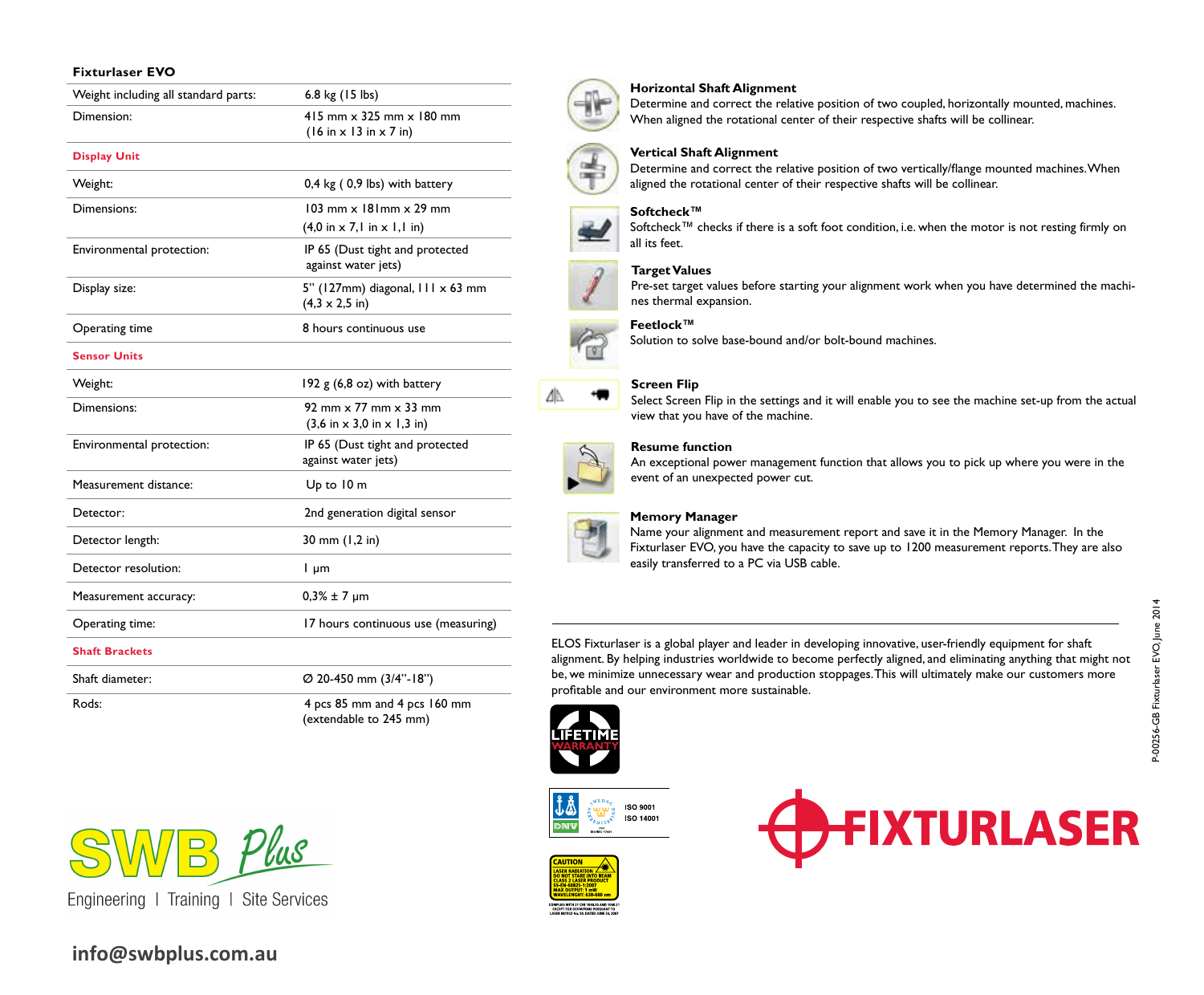## Fixturlaser EVO

| | |
|---|---|
| Weight including all standard parts: | 6.8 kg (15 lbs) |
| Dimension: | 415 mm x 325 mm x 180 mm (16 in x 13 in x 7 in) |
| **Display Unit** | |
| Weight: | 0,4 kg ( 0,9 lbs) with battery |
| Dimensions: | 103 mm x 181mm x 29 mm (4,0 in x 7,1 in x 1,1 in) |
| Environmental protection: | IP 65 (Dust tight and protected against water jets) |
| Display size: | 5" (127mm) diagonal, 111 x 63 mm (4,3 x 2,5 in) |
| Operating time | 8 hours continuous use |
| **Sensor Units** | |
| Weight: | 192 g (6,8 oz) with battery |
| Dimensions: | 92 mm x 77 mm x 33 mm (3,6 in x 3,0 in x 1,3 in) |
| Environmental protection: | IP 65 (Dust tight and protected against water jets) |
| Measurement distance: | Up to 10 m |
| Detector: | 2nd generation digital sensor |
| Detector length: | 30 mm (1,2 in) |
| Detector resolution: | 1 μm |
| Measurement accuracy: | 0,3% ± 7 μm |
| Operating time: | 17 hours continuous use (measuring) |
| **Shaft Brackets** | |
| Shaft diameter: | Ø 20-450 mm (3/4"-18") |
| Rods: | 4 pcs 85 mm and 4 pcs 160 mm (extendable to 245 mm) |

**Horizontal Shaft Alignment**
Determine and correct the relative position of two coupled, horizontally mounted, machines. When aligned the rotational center of their respective shafts will be collinear.

**Vertical Shaft Alignment**
Determine and correct the relative position of two vertically/flange mounted machines. When aligned the rotational center of their respective shafts will be collinear.

**Softcheck™**
Softcheck™ checks if there is a soft foot condition, i.e. when the motor is not resting firmly on all its feet.

**Target Values**
Pre-set target values before starting your alignment work when you have determined the machines thermal expansion.

**Feetlock™**
Solution to solve base-bound and/or bolt-bound machines.

**Screen Flip**
Select Screen Flip in the settings and it will enable you to see the machine set-up from the actual view that you have of the machine.

**Resume function**
An exceptional power management function that allows you to pick up where you were in the event of an unexpected power cut.

**Memory Manager**
Name your alignment and measurement report and save it in the Memory Manager. In the Fixturlaser EVO, you have the capacity to save up to 1200 measurement reports. They are also easily transferred to a PC via USB cable.

ELOS Fixturlaser is a global player and leader in developing innovative, user-friendly equipment for shaft alignment. By helping industries worldwide to become perfectly aligned, and eliminating anything that might not be, we minimize unnecessary wear and production stoppages. This will ultimately make our customers more profitable and our environment more sustainable.

LIFETIME WARRANTY

ISO 9001
ISO 14001

CAUTION
LASER RADIATION
DO NOT STARE INTO BEAM
CLASS 2 LASER PRODUCT

P-00256-GB Fixturlaser EVO, June 2014

FIXTURLASER

SWB Plus
Engineering | Training | Site Services

**info@swbplus.com.au**